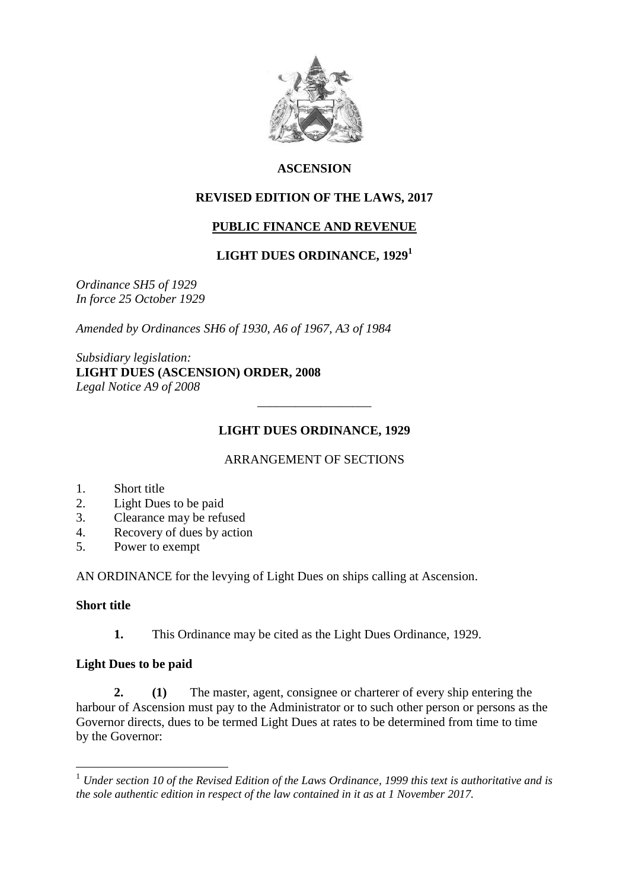# ASCENSION

## REVISED EDITION OF THE LAWS, 2017

## PUBLIC FINANCE AND REVENUE

## LIGHT DUES ORDINANCE, 1929[1]

*Ordinance SH5 of 1929*
*In force 25 October 1929*

*Amended by Ordinances SH6 of 1930, A6 of 1967, A3 of 1984*

*Subsidiary legislation:*
**LIGHT DUES (ASCENSION) ORDER, 2008**
*Legal Notice A9 of 2008*

---

## LIGHT DUES ORDINANCE, 1929

ARRANGEMENT OF SECTIONS

1. Short title
2. Light Dues to be paid
3. Clearance may be refused
4. Recovery of dues by action
5. Power to exempt

AN ORDINANCE for the levying of Light Dues on ships calling at Ascension.

**Short title**

**1.** This Ordinance may be cited as the Light Dues Ordinance, 1929.

**Light Dues to be paid**

**2. (1)** The master, agent, consignee or charterer of every ship entering the harbour of Ascension must pay to the Administrator or to such other person or persons as the Governor directs, dues to be termed Light Dues at rates to be determined from time to time by the Governor:

---

[1] *Under section 10 of the Revised Edition of the Laws Ordinance, 1999 this text is authoritative and is the sole authentic edition in respect of the law contained in it as at 1 November 2017.*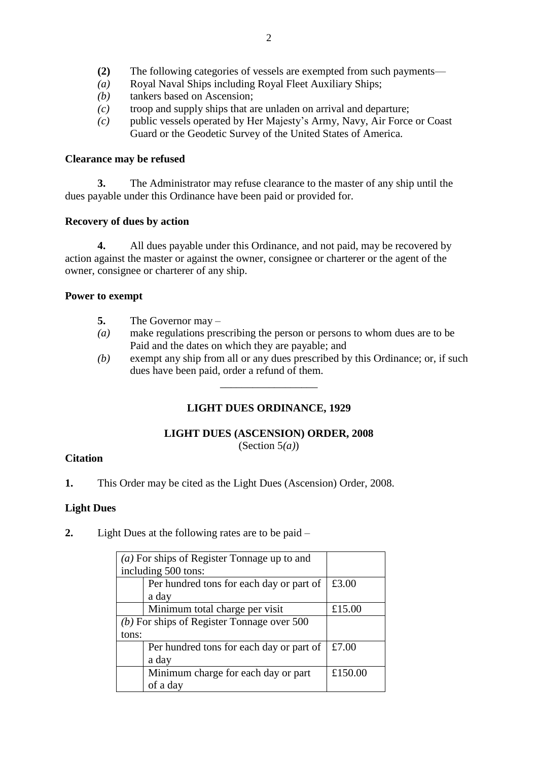**(2)** The following categories of vessels are exempted from such payments—

*(a)* Royal Naval Ships including Royal Fleet Auxiliary Ships;

*(b)* tankers based on Ascension;

*(c)* troop and supply ships that are unladen on arrival and departure;

*(c)* public vessels operated by Her Majesty's Army, Navy, Air Force or Coast Guard or the Geodetic Survey of the United States of America.

**Clearance may be refused**

**3.** The Administrator may refuse clearance to the master of any ship until the dues payable under this Ordinance have been paid or provided for.

**Recovery of dues by action**

**4.** All dues payable under this Ordinance, and not paid, may be recovered by action against the master or against the owner, consignee or charterer or the agent of the owner, consignee or charterer of any ship.

**Power to exempt**

**5.** The Governor may –

*(a)* make regulations prescribing the person or persons to whom dues are to be Paid and the dates on which they are payable; and

*(b)* exempt any ship from all or any dues prescribed by this Ordinance; or, if such dues have been paid, order a refund of them.

---

**LIGHT DUES ORDINANCE, 1929**

**LIGHT DUES (ASCENSION) ORDER, 2008**

(Section 5*(a)*)

**Citation**

**1.** This Order may be cited as the Light Dues (Ascension) Order, 2008.

**Light Dues**

**2.** Light Dues at the following rates are to be paid –

| *(a)* For ships of Register Tonnage up to and including 500 tons: | | |
|---|---|---|
| | Per hundred tons for each day or part of a day | £3.00 |
| | Minimum total charge per visit | £15.00 |
| *(b)* For ships of Register Tonnage over 500 tons: | | |
| | Per hundred tons for each day or part of a day | £7.00 |
| | Minimum charge for each day or part of a day | £150.00 |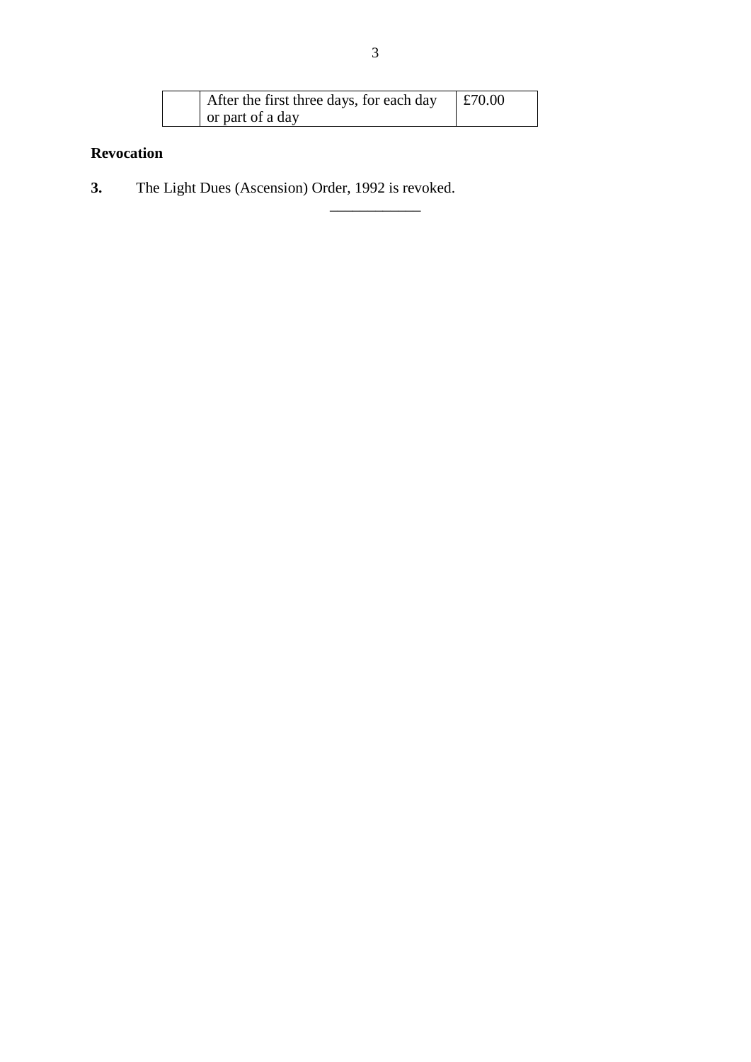| | | |
|---|---|---|
| | After the first three days, for each day or part of a day | £70.00 |

**Revocation**

**3.** The Light Dues (Ascension) Order, 1992 is revoked.

___________